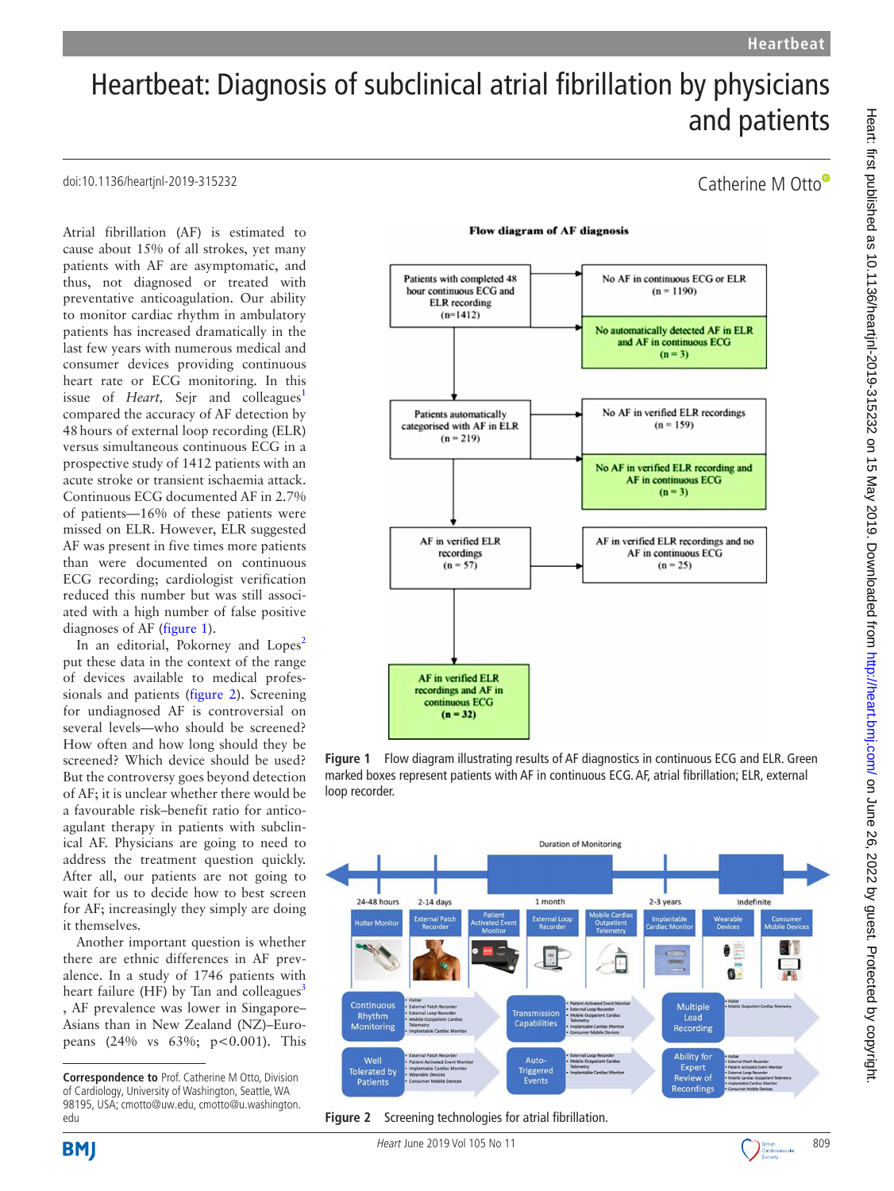# Heartbeat: Diagnosis of subclinical atrial fibrillation by physicians and patients

doi:10.1136/heartjnl-2019-315232

Catherine M Otto

Atrial fibrillation (AF) is estimated to cause about 15% of all strokes, yet many patients with AF are asymptomatic, and thus, not diagnosed or treated with preventative anticoagulation. Our ability to monitor cardiac rhythm in ambulatory patients has increased dramatically in the last few years with numerous medical and consumer devices providing continuous heart rate or ECG monitoring. In this issue of *Heart,* Sejr and colleagues[1] compared the accuracy of AF detection by 48 hours of external loop recording (ELR) versus simultaneous continuous ECG in a prospective study of 1412 patients with an acute stroke or transient ischaemia attack. Continuous ECG documented AF in 2.7% of patients—16% of these patients were missed on ELR. However, ELR suggested AF was present in five times more patients than were documented on continuous ECG recording; cardiologist verification reduced this number but was still associated with a high number of false positive diagnoses of AF (figure 1).

In an editorial, Pokorney and Lopes[2] put these data in the context of the range of devices available to medical professionals and patients (figure 2). Screening for undiagnosed AF is controversial on several levels—who should be screened? How often and how long should they be screened? Which device should be used? But the controversy goes beyond detection of AF; it is unclear whether there would be a favourable risk–benefit ratio for anticoagulant therapy in patients with subclinical AF. Physicians are going to need to address the treatment question quickly. After all, our patients are not going to wait for us to decide how to best screen for AF; increasingly they simply are doing it themselves.

Another important question is whether there are ethnic differences in AF prevalence. In a study of 1746 patients with heart failure (HF) by Tan and colleagues[3], AF prevalence was lower in Singapore–Asians than in New Zealand (NZ)–Europeans (24% vs 63%; p<0.001). This

**Correspondence to** Prof. Catherine M Otto, Division of Cardiology, University of Washington, Seattle, WA 98195, USA; cmotto@uw.edu, cmotto@u.washington.edu

Figure 1 Flow diagram illustrating results of AF diagnostics in continuous ECG and ELR. Green marked boxes represent patients with AF in continuous ECG. AF, atrial fibrillation; ELR, external loop recorder.

Figure 2 Screening technologies for atrial fibrillation.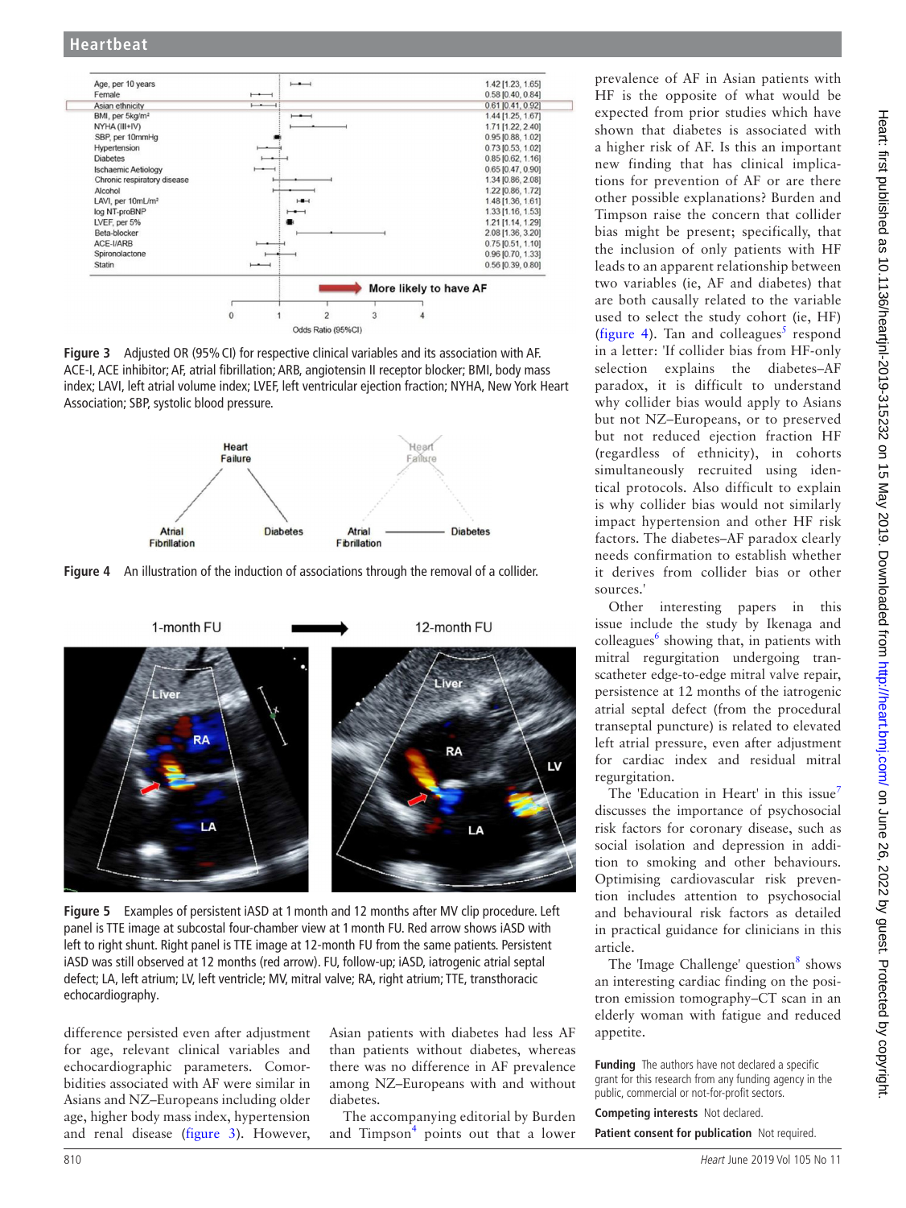Figure 3 Adjusted OR (95% CI) for respective clinical variables and its association with AF. ACE-I, ACE inhibitor; AF, atrial fibrillation; ARB, angiotensin II receptor blocker; BMI, body mass index; LAVI, left atrial volume index; LVEF, left ventricular ejection fraction; NYHA, New York Heart Association; SBP, systolic blood pressure.

Figure 4 An illustration of the induction of associations through the removal of a collider.

Figure 5 Examples of persistent iASD at 1 month and 12 months after MV clip procedure. Left panel is TTE image at subcostal four-chamber view at 1 month FU. Red arrow shows iASD with left to right shunt. Right panel is TTE image at 12-month FU from the same patients. Persistent iASD was still observed at 12 months (red arrow). FU, follow-up; iASD, iatrogenic atrial septal defect; LA, left atrium; LV, left ventricle; MV, mitral valve; RA, right atrium; TTE, transthoracic echocardiography.

difference persisted even after adjustment for age, relevant clinical variables and echocardiographic parameters. Comorbidities associated with AF were similar in Asians and NZ–Europeans including older age, higher body mass index, hypertension and renal disease (figure 3). However, Asian patients with diabetes had less AF than patients without diabetes, whereas there was no difference in AF prevalence among NZ–Europeans with and without diabetes.

The accompanying editorial by Burden and Timpson[4] points out that a lower prevalence of AF in Asian patients with HF is the opposite of what would be expected from prior studies which have shown that diabetes is associated with a higher risk of AF. Is this an important new finding that has clinical implications for prevention of AF or are there other possible explanations? Burden and Timpson raise the concern that collider bias might be present; specifically, that the inclusion of only patients with HF leads to an apparent relationship between two variables (ie, AF and diabetes) that are both causally related to the variable used to select the study cohort (ie, HF) (figure 4). Tan and colleagues[5] respond in a letter: 'If collider bias from HF-only selection explains the diabetes–AF paradox, it is difficult to understand why collider bias would apply to Asians but not NZ–Europeans, or to preserved but not reduced ejection fraction HF (regardless of ethnicity), in cohorts simultaneously recruited using identical protocols. Also difficult to explain is why collider bias would not similarly impact hypertension and other HF risk factors. The diabetes–AF paradox clearly needs confirmation to establish whether it derives from collider bias or other sources.'

Other interesting papers in this issue include the study by Ikenaga and colleagues[6] showing that, in patients with mitral regurgitation undergoing transcatheter edge-to-edge mitral valve repair, persistence at 12 months of the iatrogenic atrial septal defect (from the procedural transeptal puncture) is related to elevated left atrial pressure, even after adjustment for cardiac index and residual mitral regurgitation.

The 'Education in Heart' in this issue[7] discusses the importance of psychosocial risk factors for coronary disease, such as social isolation and depression in addition to smoking and other behaviours. Optimising cardiovascular risk prevention includes attention to psychosocial and behavioural risk factors as detailed in practical guidance for clinicians in this article.

The 'Image Challenge' question[8] shows an interesting cardiac finding on the positron emission tomography–CT scan in an elderly woman with fatigue and reduced appetite.

**Funding** The authors have not declared a specific grant for this research from any funding agency in the public, commercial or not-for-profit sectors.

**Competing interests** Not declared.

**Patient consent for publication** Not required.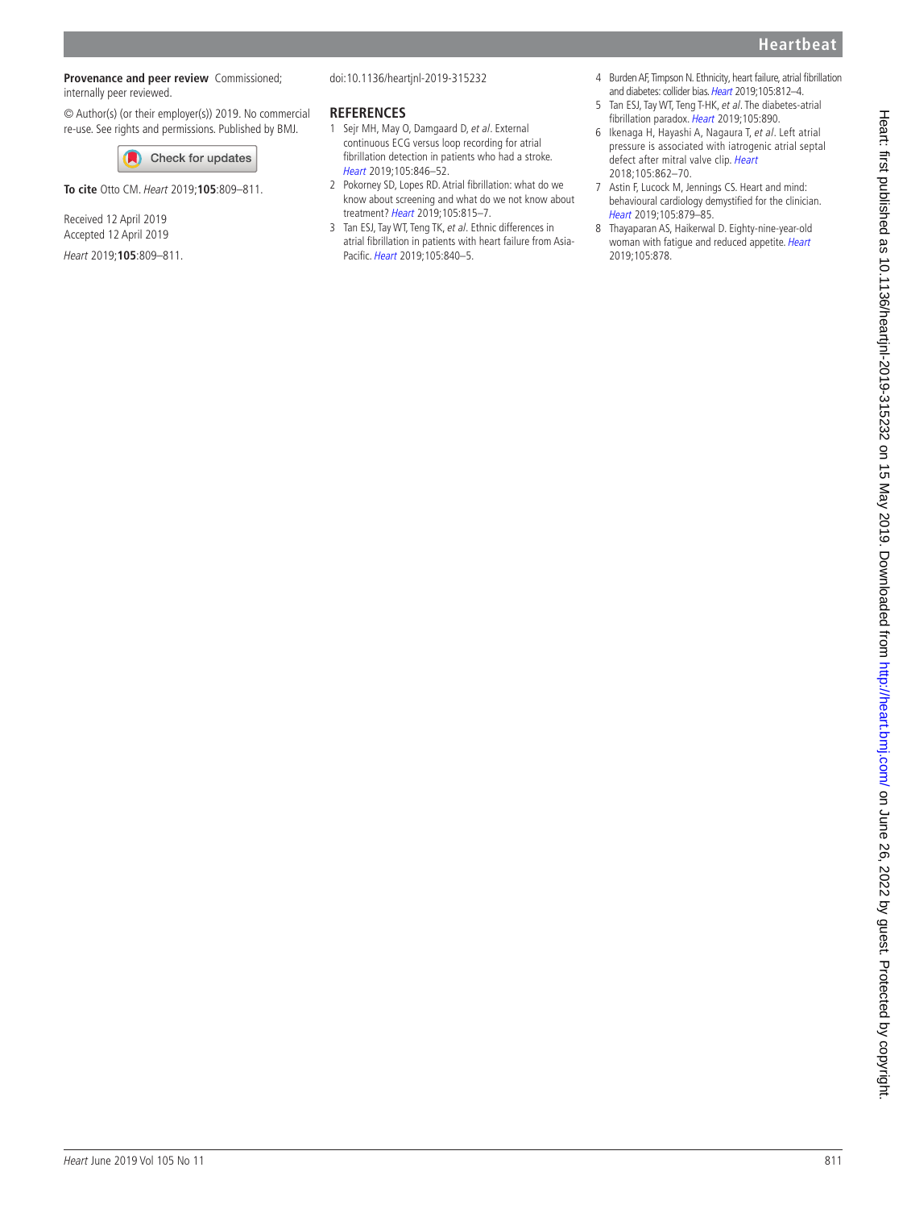**Provenance and peer review** Commissioned; internally peer reviewed.

© Author(s) (or their employer(s)) 2019. No commercial re-use. See rights and permissions. Published by BMJ.

**To cite** Otto CM. *Heart* 2019;**105**:809–811.

Received 12 April 2019
Accepted 12 April 2019

*Heart* 2019;**105**:809–811.

doi:10.1136/heartjnl-2019-315232

## REFERENCES

1. Sejr MH, May O, Damgaard D, *et al*. External continuous ECG versus loop recording for atrial fibrillation detection in patients who had a stroke. *Heart* 2019;105:846–52.
2. Pokorney SD, Lopes RD. Atrial fibrillation: what do we know about screening and what do we not know about treatment? *Heart* 2019;105:815–7.
3. Tan ESJ, Tay WT, Teng TK, *et al*. Ethnic differences in atrial fibrillation in patients with heart failure from Asia-Pacific. *Heart* 2019;105:840–5.
4. Burden AF, Timpson N. Ethnicity, heart failure, atrial fibrillation and diabetes: collider bias. *Heart* 2019;105:812–4.
5. Tan ESJ, Tay WT, Teng T-HK, *et al*. The diabetes-atrial fibrillation paradox. *Heart* 2019;105:890.
6. Ikenaga H, Hayashi A, Nagaura T, *et al*. Left atrial pressure is associated with iatrogenic atrial septal defect after mitral valve clip. *Heart* 2018;105:862–70.
7. Astin F, Lucock M, Jennings CS. Heart and mind: behavioural cardiology demystified for the clinician. *Heart* 2019;105:879–85.
8. Thayaparan AS, Haikerwal D. Eighty-nine-year-old woman with fatigue and reduced appetite. *Heart* 2019;105:878.